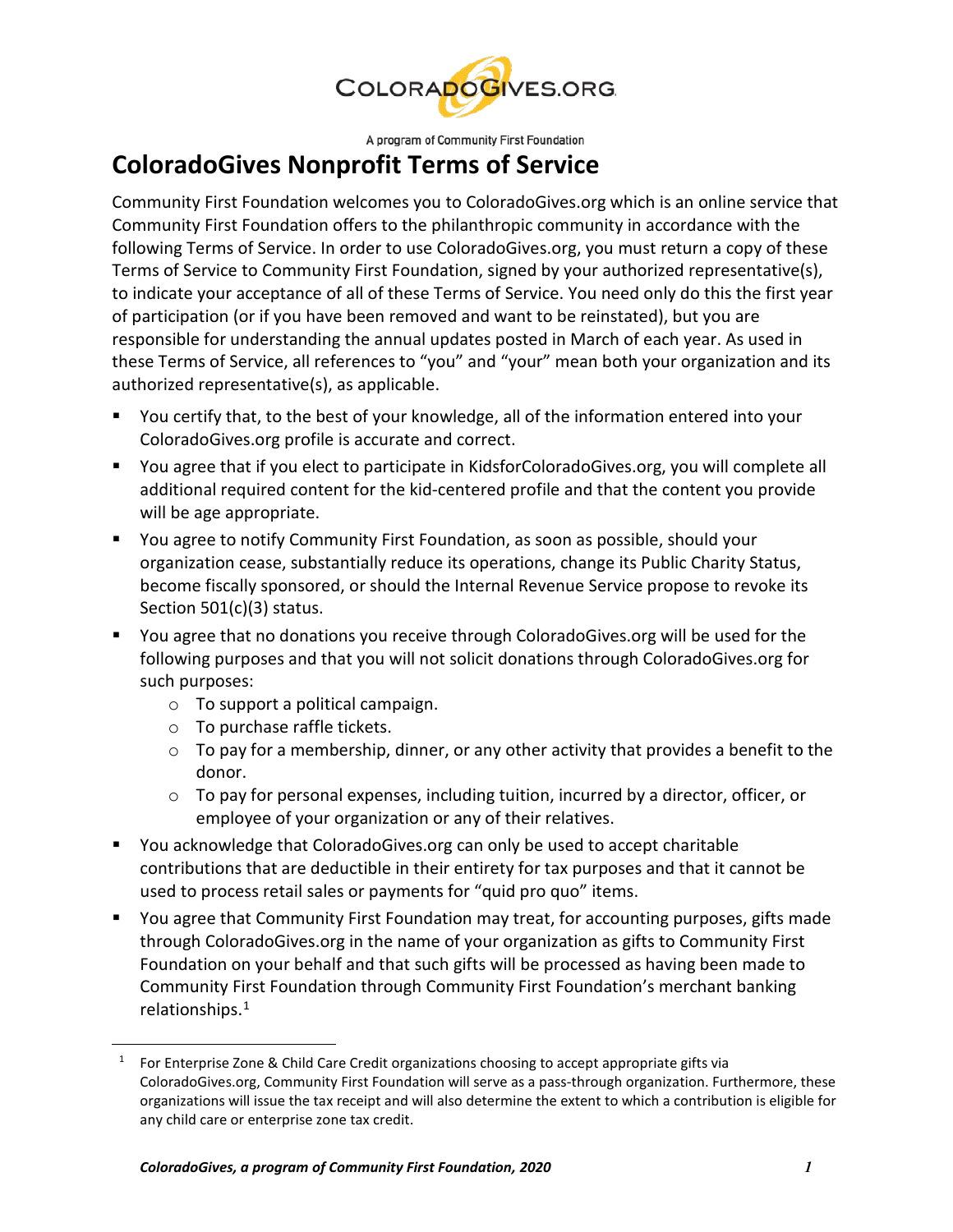COLORADOGIVES.ORG

A program of Community First Foundation

# ColoradoGives Nonprofit Terms of Service

Community First Foundation welcomes you to ColoradoGives.org which is an online service that Community First Foundation offers to the philanthropic community in accordance with the following Terms of Service. In order to use ColoradoGives.org, you must return a copy of these Terms of Service to Community First Foundation, signed by your authorized representative(s), to indicate your acceptance of all of these Terms of Service. You need only do this the first year of participation (or if you have been removed and want to be reinstated), but you are responsible for understanding the annual updates posted in March of each year. As used in these Terms of Service, all references to "you" and "your" mean both your organization and its authorized representative(s), as applicable.

- You certify that, to the best of your knowledge, all of the information entered into your ColoradoGives.org profile is accurate and correct.
- You agree that if you elect to participate in KidsforColoradoGives.org, you will complete all additional required content for the kid-centered profile and that the content you provide will be age appropriate.
- You agree to notify Community First Foundation, as soon as possible, should your organization cease, substantially reduce its operations, change its Public Charity Status, become fiscally sponsored, or should the Internal Revenue Service propose to revoke its Section 501(c)(3) status.
- You agree that no donations you receive through ColoradoGives.org will be used for the following purposes and that you will not solicit donations through ColoradoGives.org for such purposes:
  - To support a political campaign.
  - To purchase raffle tickets.
  - To pay for a membership, dinner, or any other activity that provides a benefit to the donor.
  - To pay for personal expenses, including tuition, incurred by a director, officer, or employee of your organization or any of their relatives.
- You acknowledge that ColoradoGives.org can only be used to accept charitable contributions that are deductible in their entirety for tax purposes and that it cannot be used to process retail sales or payments for "quid pro quo" items.
- You agree that Community First Foundation may treat, for accounting purposes, gifts made through ColoradoGives.org in the name of your organization as gifts to Community First Foundation on your behalf and that such gifts will be processed as having been made to Community First Foundation through Community First Foundation's merchant banking relationships.[1]

[1] For Enterprise Zone & Child Care Credit organizations choosing to accept appropriate gifts via ColoradoGives.org, Community First Foundation will serve as a pass-through organization. Furthermore, these organizations will issue the tax receipt and will also determine the extent to which a contribution is eligible for any child care or enterprise zone tax credit.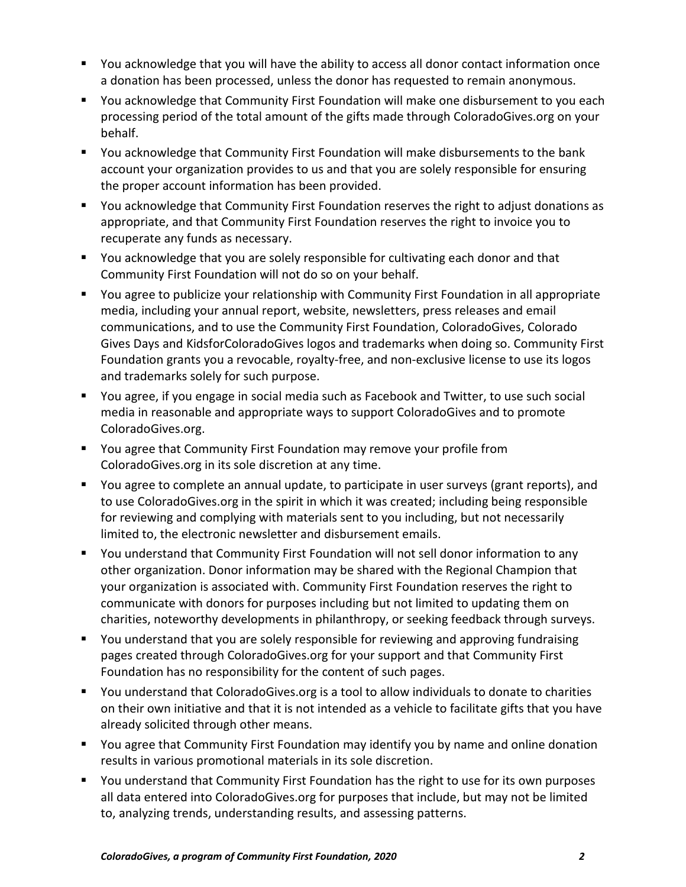- You acknowledge that you will have the ability to access all donor contact information once a donation has been processed, unless the donor has requested to remain anonymous.
- You acknowledge that Community First Foundation will make one disbursement to you each processing period of the total amount of the gifts made through ColoradoGives.org on your behalf.
- You acknowledge that Community First Foundation will make disbursements to the bank account your organization provides to us and that you are solely responsible for ensuring the proper account information has been provided.
- You acknowledge that Community First Foundation reserves the right to adjust donations as appropriate, and that Community First Foundation reserves the right to invoice you to recuperate any funds as necessary.
- You acknowledge that you are solely responsible for cultivating each donor and that Community First Foundation will not do so on your behalf.
- You agree to publicize your relationship with Community First Foundation in all appropriate media, including your annual report, website, newsletters, press releases and email communications, and to use the Community First Foundation, ColoradoGives, Colorado Gives Days and KidsforColoradoGives logos and trademarks when doing so. Community First Foundation grants you a revocable, royalty-free, and non-exclusive license to use its logos and trademarks solely for such purpose.
- You agree, if you engage in social media such as Facebook and Twitter, to use such social media in reasonable and appropriate ways to support ColoradoGives and to promote ColoradoGives.org.
- You agree that Community First Foundation may remove your profile from ColoradoGives.org in its sole discretion at any time.
- You agree to complete an annual update, to participate in user surveys (grant reports), and to use ColoradoGives.org in the spirit in which it was created; including being responsible for reviewing and complying with materials sent to you including, but not necessarily limited to, the electronic newsletter and disbursement emails.
- You understand that Community First Foundation will not sell donor information to any other organization. Donor information may be shared with the Regional Champion that your organization is associated with. Community First Foundation reserves the right to communicate with donors for purposes including but not limited to updating them on charities, noteworthy developments in philanthropy, or seeking feedback through surveys.
- You understand that you are solely responsible for reviewing and approving fundraising pages created through ColoradoGives.org for your support and that Community First Foundation has no responsibility for the content of such pages.
- You understand that ColoradoGives.org is a tool to allow individuals to donate to charities on their own initiative and that it is not intended as a vehicle to facilitate gifts that you have already solicited through other means.
- You agree that Community First Foundation may identify you by name and online donation results in various promotional materials in its sole discretion.
- You understand that Community First Foundation has the right to use for its own purposes all data entered into ColoradoGives.org for purposes that include, but may not be limited to, analyzing trends, understanding results, and assessing patterns.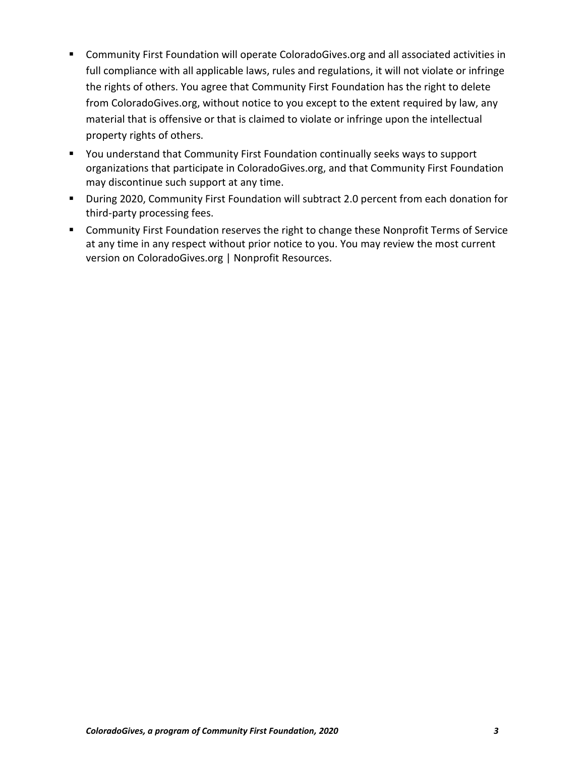- Community First Foundation will operate ColoradoGives.org and all associated activities in full compliance with all applicable laws, rules and regulations, it will not violate or infringe the rights of others. You agree that Community First Foundation has the right to delete from ColoradoGives.org, without notice to you except to the extent required by law, any material that is offensive or that is claimed to violate or infringe upon the intellectual property rights of others.
- You understand that Community First Foundation continually seeks ways to support organizations that participate in ColoradoGives.org, and that Community First Foundation may discontinue such support at any time.
- During 2020, Community First Foundation will subtract 2.0 percent from each donation for third-party processing fees.
- Community First Foundation reserves the right to change these Nonprofit Terms of Service at any time in any respect without prior notice to you. You may review the most current version on ColoradoGives.org | Nonprofit Resources.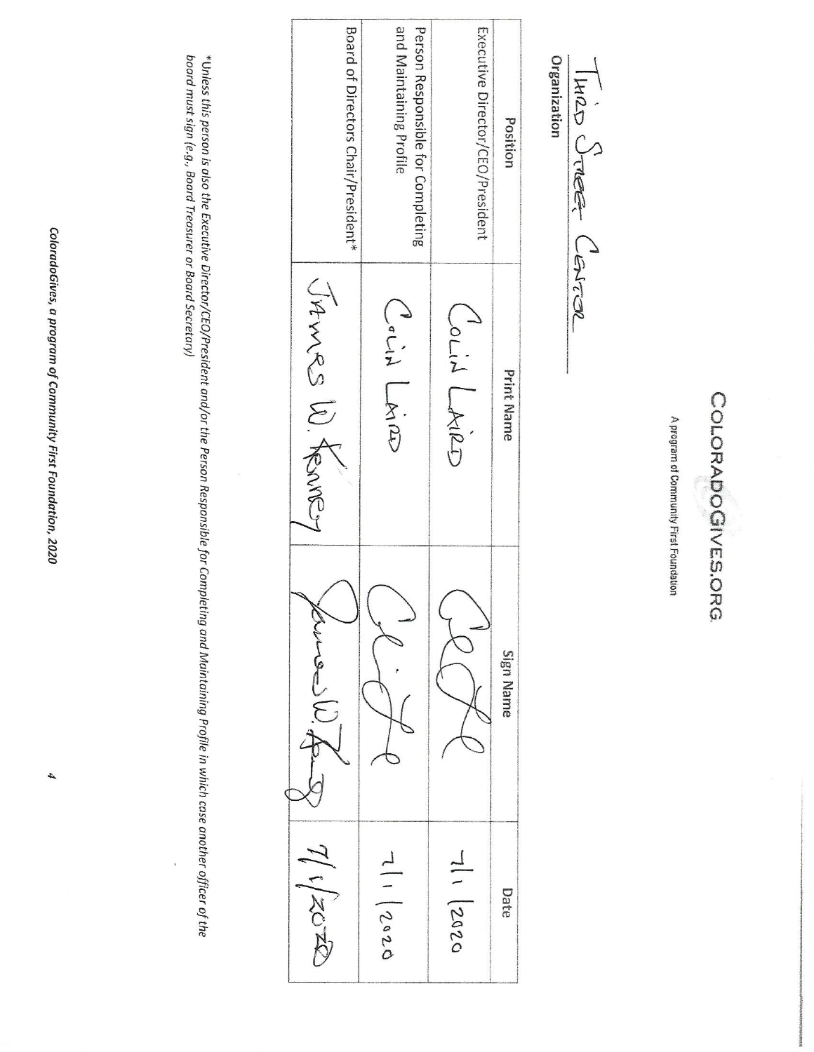COLORADOGIVES.ORG
A program of Community First Foundation

Third Street Center
**Organization**

| Position | Print Name | Sign Name | Date |
|---|---|---|---|
| Executive Director/CEO/President | Colin Laird | Colin Laird | 7/1/2020 |
| Person Responsible for Completing and Maintaining Profile | Colin Laird | Colin Laird | 7/1/2020 |
| Board of Directors Chair/President* | James W. Kenney | James W. Kenney | 7/1/2020 |

*\*Unless this person is also the Executive Director/CEO/President and/or the Person Responsible for Completing and Maintaining Profile in which case another officer of the board must sign (e.g., Board Treasurer or Board Secretary)*

***ColoradoGives, a program of Community First Foundation, 2020***